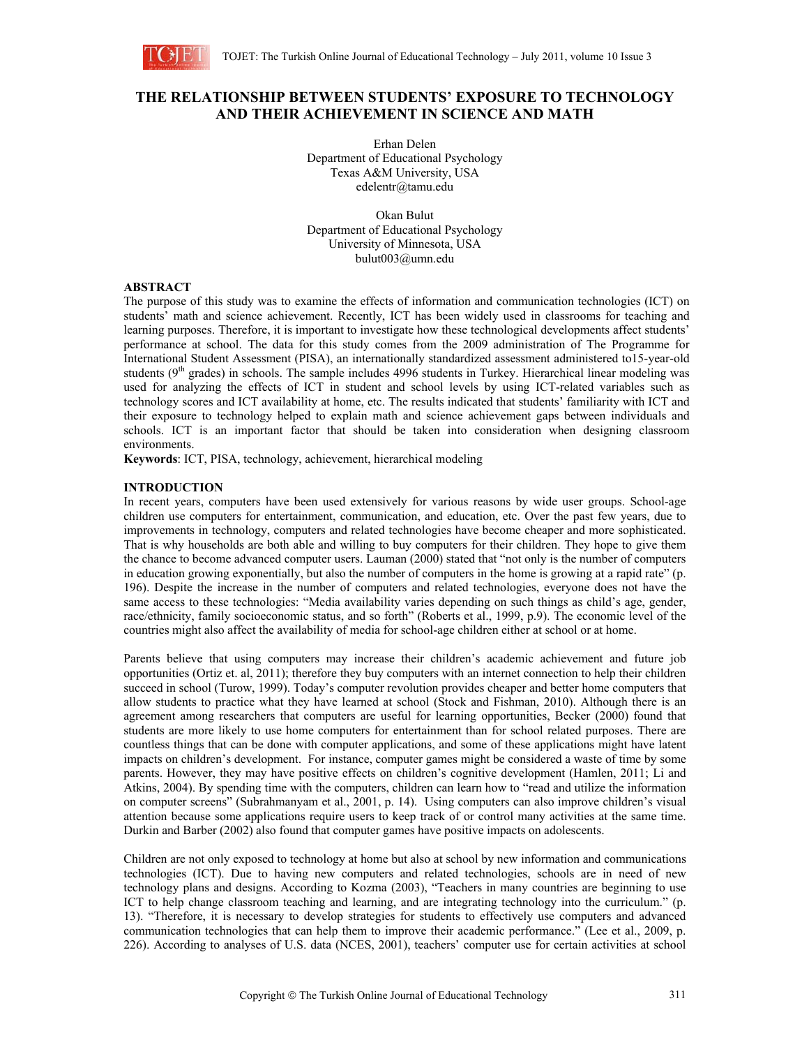# THE RELATIONSHIP BETWEEN STUDENTS' EXPOSURE TO TECHNOLOGY AND THEIR ACHIEVEMENT IN SCIENCE AND MATH

Erhan Delen
Department of Educational Psychology
Texas A&M University, USA
edelentr@tamu.edu

Okan Bulut
Department of Educational Psychology
University of Minnesota, USA
bulut003@umn.edu

## ABSTRACT

The purpose of this study was to examine the effects of information and communication technologies (ICT) on students' math and science achievement. Recently, ICT has been widely used in classrooms for teaching and learning purposes. Therefore, it is important to investigate how these technological developments affect students' performance at school. The data for this study comes from the 2009 administration of The Programme for International Student Assessment (PISA), an internationally standardized assessment administered to15-year-old students (9th grades) in schools. The sample includes 4996 students in Turkey. Hierarchical linear modeling was used for analyzing the effects of ICT in student and school levels by using ICT-related variables such as technology scores and ICT availability at home, etc. The results indicated that students' familiarity with ICT and their exposure to technology helped to explain math and science achievement gaps between individuals and schools. ICT is an important factor that should be taken into consideration when designing classroom environments.

**Keywords**: ICT, PISA, technology, achievement, hierarchical modeling

## INTRODUCTION

In recent years, computers have been used extensively for various reasons by wide user groups. School-age children use computers for entertainment, communication, and education, etc. Over the past few years, due to improvements in technology, computers and related technologies have become cheaper and more sophisticated. That is why households are both able and willing to buy computers for their children. They hope to give them the chance to become advanced computer users. Lauman (2000) stated that "not only is the number of computers in education growing exponentially, but also the number of computers in the home is growing at a rapid rate" (p. 196). Despite the increase in the number of computers and related technologies, everyone does not have the same access to these technologies: "Media availability varies depending on such things as child's age, gender, race/ethnicity, family socioeconomic status, and so forth" (Roberts et al., 1999, p.9). The economic level of the countries might also affect the availability of media for school-age children either at school or at home.

Parents believe that using computers may increase their children's academic achievement and future job opportunities (Ortiz et. al, 2011); therefore they buy computers with an internet connection to help their children succeed in school (Turow, 1999). Today's computer revolution provides cheaper and better home computers that allow students to practice what they have learned at school (Stock and Fishman, 2010). Although there is an agreement among researchers that computers are useful for learning opportunities, Becker (2000) found that students are more likely to use home computers for entertainment than for school related purposes. There are countless things that can be done with computer applications, and some of these applications might have latent impacts on children's development. For instance, computer games might be considered a waste of time by some parents. However, they may have positive effects on children's cognitive development (Hamlen, 2011; Li and Atkins, 2004). By spending time with the computers, children can learn how to "read and utilize the information on computer screens" (Subrahmanyam et al., 2001, p. 14). Using computers can also improve children's visual attention because some applications require users to keep track of or control many activities at the same time. Durkin and Barber (2002) also found that computer games have positive impacts on adolescents.

Children are not only exposed to technology at home but also at school by new information and communications technologies (ICT). Due to having new computers and related technologies, schools are in need of new technology plans and designs. According to Kozma (2003), "Teachers in many countries are beginning to use ICT to help change classroom teaching and learning, and are integrating technology into the curriculum." (p. 13). "Therefore, it is necessary to develop strategies for students to effectively use computers and advanced communication technologies that can help them to improve their academic performance." (Lee et al., 2009, p. 226). According to analyses of U.S. data (NCES, 2001), teachers' computer use for certain activities at school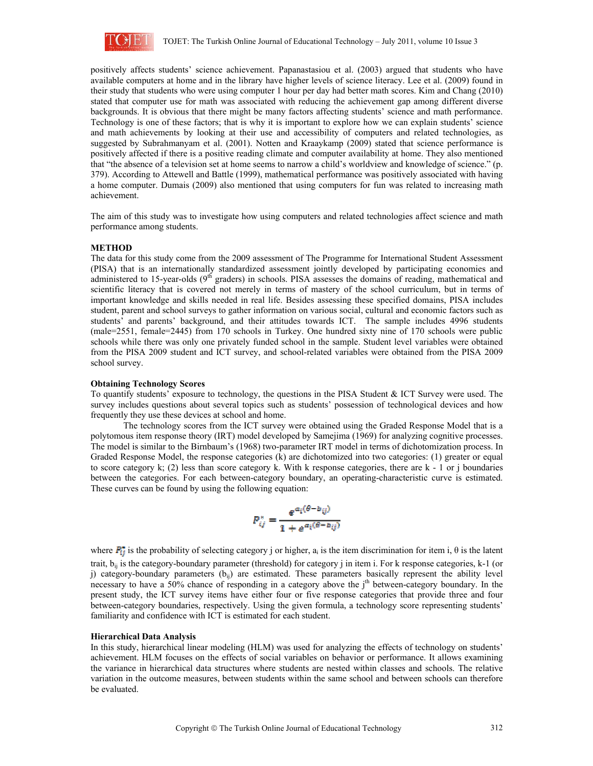positively affects students' science achievement. Papanastasiou et al. (2003) argued that students who have available computers at home and in the library have higher levels of science literacy. Lee et al. (2009) found in their study that students who were using computer 1 hour per day had better math scores. Kim and Chang (2010) stated that computer use for math was associated with reducing the achievement gap among different backgrounds. It is obvious that there might be many factors affecting students' science and math performance. Technology is one of these factors; that is why it is important to explore how we can explain students' science and math achievements by looking at their use and accessibility of computers and related technologies, as suggested by Subrahmanyam et al. (2001). Notten and Kraaykamp (2009) stated that science performance is positively affected if there is a positive reading climate and computer availability at home. They also mentioned that "the absence of a television set at home seems to narrow a child's worldview and knowledge of science." (p. 379). According to Attewell and Battle (1999), mathematical performance was positively associated with having a home computer. Dumais (2009) also mentioned that using computers for fun was related to increasing math achievement.

The aim of this study was to investigate how using computers and related technologies affect science and math performance among students.

## METHOD

The data for this study come from the 2009 assessment of The Programme for International Student Assessment (PISA) that is an internationally standardized assessment jointly developed by participating economies and administered to 15-year-olds ($9^{th}$ graders) in schools. PISA assesses the domains of reading, mathematical and scientific literacy that is covered not merely in terms of mastery of the school curriculum, but in terms of important knowledge and skills needed in real life. Besides assessing these specified domains, PISA includes student, parent and school surveys to gather information on various social, cultural and economic factors such as students' and parents' background, and their attitudes towards ICT. The sample includes 4996 students (male=2551, female=2445) from 170 schools in Turkey. One hundred sixty nine of 170 schools were public schools while there was only one privately funded school in the sample. Student level variables were obtained from the PISA 2009 student and ICT survey, and school-related variables were obtained from the PISA 2009 school survey.

### Obtaining Technology Scores

To quantify students' exposure to technology, the questions in the PISA Student & ICT Survey were used. The survey includes questions about several topics such as students' possession of technological devices and how frequently they use these devices at school and home.

The technology scores from the ICT survey were obtained using the Graded Response Model that is a polytomous item response theory (IRT) model developed by Samejima (1969) for analyzing cognitive processes. The model is similar to the Birnbaum's (1968) two-parameter IRT model in terms of dichotomization process. In Graded Response Model, the response categories (k) are dichotomized into two categories: (1) greater or equal to score category k; (2) less than score category k. With k response categories, there are k - 1 or j boundaries between the categories. For each between-category boundary, an operating-characteristic curve is estimated. These curves can be found by using the following equation:

$$P_{ij}^{*} = \frac{e^{a_i(\theta - b_{ij})}}{1 + e^{a_i(\theta - b_{ij})}}$$

where $P_{ij}^{*}$ is the probability of selecting category j or higher, $a_i$ is the item discrimination for item i, $\theta$ is the latent trait, $b_{ij}$ is the category-boundary parameter (threshold) for category j in item i. For k response categories, k-1 (or j) category-boundary parameters ($b_{ij}$) are estimated. These parameters basically represent the ability level necessary to have a 50% chance of responding in a category above the $j^{th}$ between-category boundary. In the present study, the ICT survey items have either four or five response categories that provide three and four between-category boundaries, respectively. Using the given formula, a technology score representing students' familiarity and confidence with ICT is estimated for each student.

### Hierarchical Data Analysis

In this study, hierarchical linear modeling (HLM) was used for analyzing the effects of technology on students' achievement. HLM focuses on the effects of social variables on behavior or performance. It allows examining the variance in hierarchical data structures where students are nested within classes and schools. The relative variation in the outcome measures, between students within the same school and between schools can therefore be evaluated.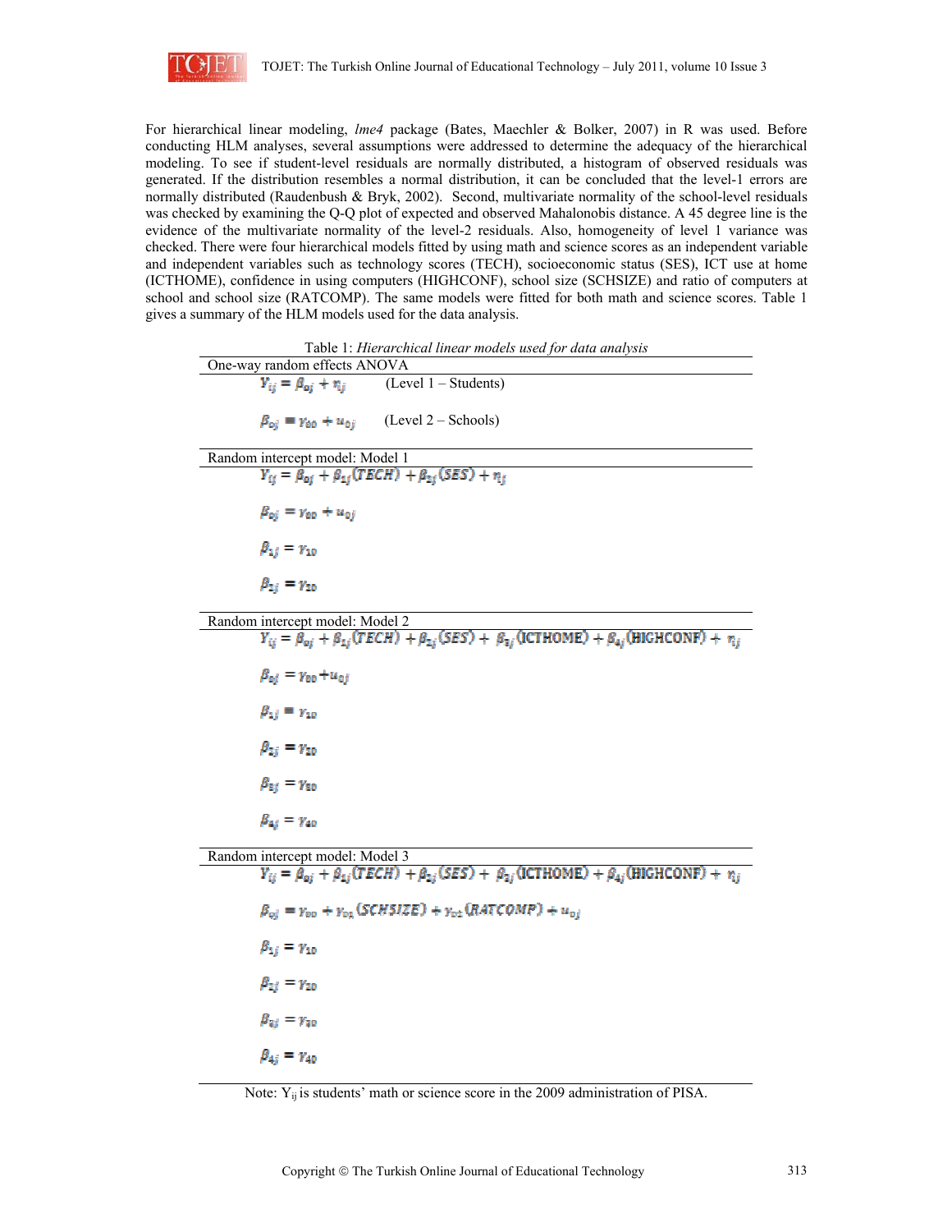For hierarchical linear modeling, *lme4* package (Bates, Maechler & Bolker, 2007) in R was used. Before conducting HLM analyses, several assumptions were addressed to determine the adequacy of the hierarchical modeling. To see if student-level residuals are normally distributed, a histogram of observed residuals was generated. If the distribution resembles a normal distribution, it can be concluded that the level-1 errors are normally distributed (Raudenbush & Bryk, 2002). Second, multivariate normality of the school-level residuals was checked by examining the Q-Q plot of expected and observed Mahalonobis distance. A 45 degree line is the evidence of the multivariate normality of the level-2 residuals. Also, homogeneity of level 1 variance was checked. There were four hierarchical models fitted by using math and science scores as an independent variable and independent variables such as technology scores (TECH), socioeconomic status (SES), ICT use at home (ICTHOME), confidence in using computers (HIGHCONF), school size (SCHSIZE) and ratio of computers at school and school size (RATCOMP). The same models were fitted for both math and science scores. Table 1 gives a summary of the HLM models used for the data analysis.

Table 1: *Hierarchical linear models used for data analysis*

One-way random effects ANOVA

$$Y_{ij} = \beta_{0j} + r_{ij} \quad \text{(Level 1 – Students)}$$

$$\beta_{0j} = \gamma_{00} + u_{0j} \quad \text{(Level 2 – Schools)}$$

Random intercept model: Model 1

$$Y_{ij} = \beta_{0j} + \beta_{1j}(TECH) + \beta_{2j}(SES) + r_{ij}$$

$$\beta_{0j} = \gamma_{00} + u_{0j}$$

$$\beta_{1j} = \gamma_{10}$$

$$\beta_{2j} = \gamma_{20}$$

Random intercept model: Model 2

$$Y_{ij} = \beta_{0j} + \beta_{1j}(TECH) + \beta_{2j}(SES) + \beta_{3j}(ICTHOME) + \beta_{4j}(HIGHCONF) + r_{ij}$$

$$\beta_{0j} = \gamma_{00} + u_{0j}$$

$$\beta_{1j} = \gamma_{10}$$

$$\beta_{2j} = \gamma_{20}$$

$$\beta_{3j} = \gamma_{30}$$

$$\beta_{4j} = \gamma_{40}$$

Random intercept model: Model 3

$$Y_{ij} = \beta_{0j} + \beta_{1j}(TECH) + \beta_{2j}(SES) + \beta_{3j}(ICTHOME) + \beta_{4j}(HIGHCONF) + r_{ij}$$

$$\beta_{0j} = \gamma_{00} + \gamma_{01}(SCHSIZE) + \gamma_{02}(RATCOMP) + u_{0j}$$

$$\beta_{1j} = \gamma_{10}$$

$$\beta_{2j} = \gamma_{20}$$

$$\beta_{3j} = \gamma_{30}$$

$$\beta_{4j} = \gamma_{40}$$

Note: $Y_{ij}$ is students' math or science score in the 2009 administration of PISA.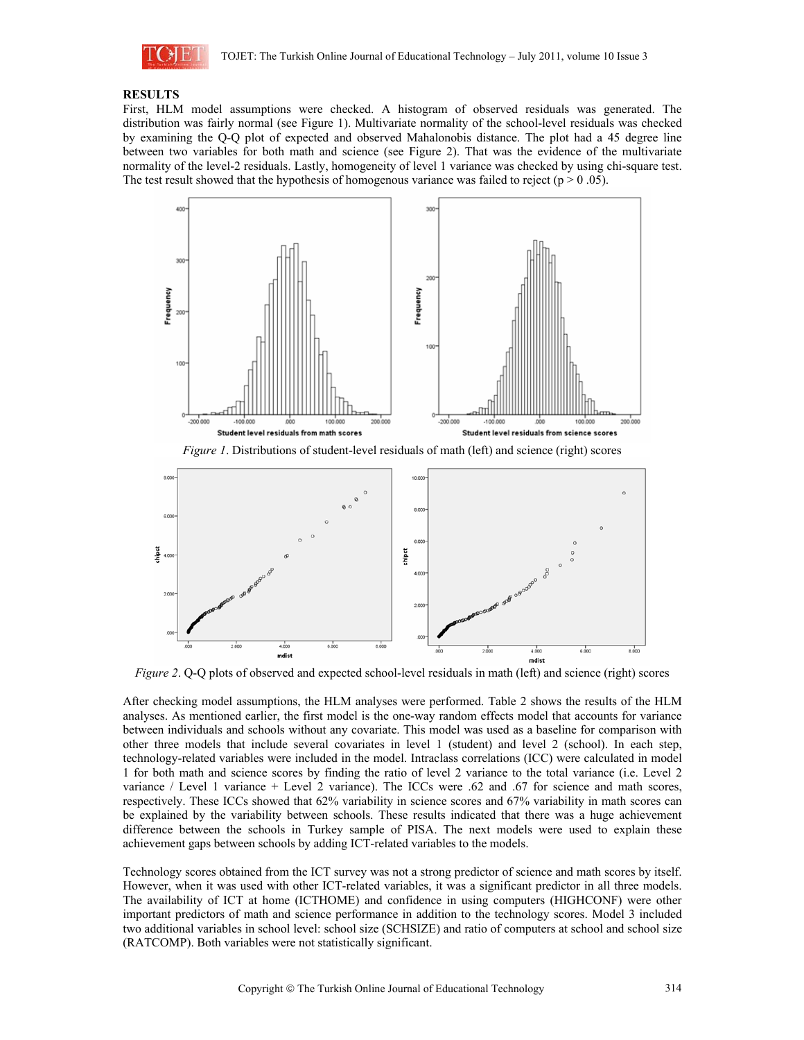## RESULTS

First, HLM model assumptions were checked. A histogram of observed residuals was generated. The distribution was fairly normal (see Figure 1). Multivariate normality of the school-level residuals was checked by examining the Q-Q plot of expected and observed Mahalonobis distance. The plot had a 45 degree line between two variables for both math and science (see Figure 2). That was the evidence of the multivariate normality of the level-2 residuals. Lastly, homogeneity of level 1 variance was checked by using chi-square test. The test result showed that the hypothesis of homogenous variance was failed to reject (p > 0 .05).

Frequency
400
300
200
100
0
-200.000
-100.000
.000
100.000
200.000
Student level residuals from math scores

Frequency
300
200
100
0
-200.000
-100.000
.000
100.000
200.000
Student level residuals from science scores

*Figure 1*. Distributions of student-level residuals of math (left) and science (right) scores

chipct
8.000
6.000
4.000
2.000
.000
.000
2.000
4.000
6.000
8.000
mdist

chipct
10.000
8.000
6.000
4.000
2.000
.000
.000
2.000
4.000
6.000
8.000
mdist

*Figure 2*. Q-Q plots of observed and expected school-level residuals in math (left) and science (right) scores

After checking model assumptions, the HLM analyses were performed. Table 2 shows the results of the HLM analyses. As mentioned earlier, the first model is the one-way random effects model that accounts for variance between individuals and schools without any covariate. This model was used as a baseline for comparison with other three models that include several covariates in level 1 (student) and level 2 (school). In each step, technology-related variables were included in the model. Intraclass correlations (ICC) were calculated in model 1 for both math and science scores by finding the ratio of level 2 variance to the total variance (i.e. Level 2 variance / Level 1 variance + Level 2 variance). The ICCs were .62 and .67 for science and math scores, respectively. These ICCs showed that 62% variability in science scores and 67% variability in math scores can be explained by the variability between schools. These results indicated that there was a huge achievement difference between the schools in Turkey sample of PISA. The next models were used to explain these achievement gaps between schools by adding ICT-related variables to the models.

Technology scores obtained from the ICT survey was not a strong predictor of science and math scores by itself. However, when it was used with other ICT-related variables, it was a significant predictor in all three models. The availability of ICT at home (ICTHOME) and confidence in using computers (HIGHCONF) were other important predictors of math and science performance in addition to the technology scores. Model 3 included two additional variables in school level: school size (SCHSIZE) and ratio of computers at school and school size (RATCOMP). Both variables were not statistically significant.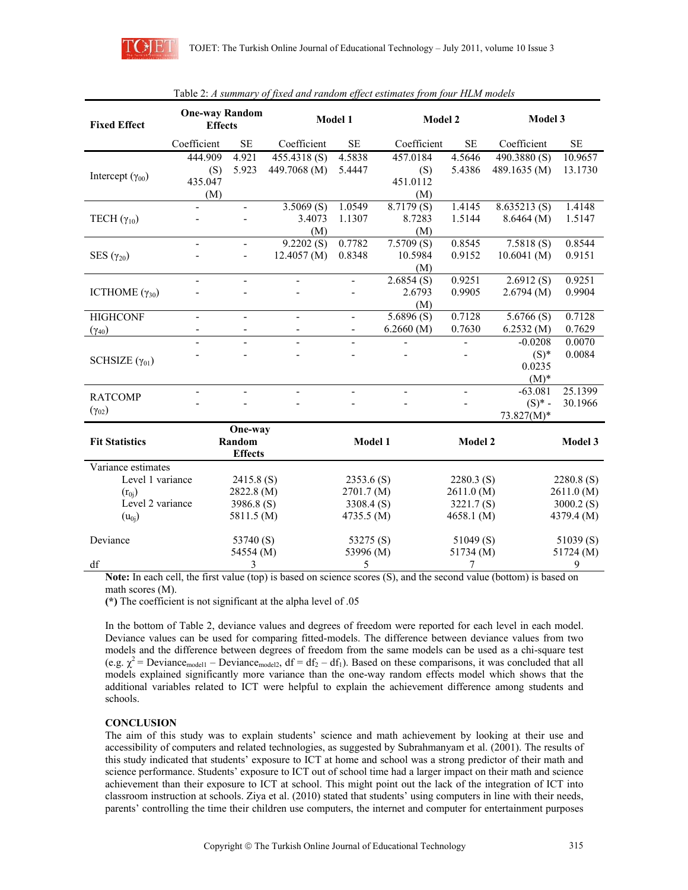Table 2: *A summary of fixed and random effect estimates from four HLM models*

| Fixed Effect | One-way Random Effects | | Model 1 | | Model 2 | | Model 3 | |
|---|---|---|---|---|---|---|---|---|
| | Coefficient | SE | Coefficient | SE | Coefficient | SE | Coefficient | SE |
| Intercept ($\gamma_{00}$) | 444.909 (S) 435.047 (M) | 4.921 5.923 | 455.4318 (S) 449.7068 (M) | 4.5838 5.4447 | 457.0184 (S) 451.0112 (M) | 4.5646 5.4386 | 490.3880 (S) 489.1635 (M) | 10.9657 13.1730 |
| TECH ($\gamma_{10}$) | - - | - - | 3.5069 (S) 3.4073 (M) | 1.0549 1.1307 | 8.7179 (S) 8.7283 (M) | 1.4145 1.5144 | 8.635213 (S) 8.6464 (M) | 1.4148 1.5147 |
| SES ($\gamma_{20}$) | - - | - - | 9.2202 (S) 12.4057 (M) | 0.7782 0.8348 | 7.5709 (S) 10.5984 (M) | 0.8545 0.9152 | 7.5818 (S) 10.6041 (M) | 0.8544 0.9151 |
| ICTHOME ($\gamma_{30}$) | - - | - - | - - | - - | 2.6854 (S) 2.6793 (M) | 0.9251 0.9905 | 2.6912 (S) 2.6794 (M) | 0.9251 0.9904 |
| HIGHCONF ($\gamma_{40}$) | - - | - - | - - | - - | 5.6896 (S) 6.2660 (M) | 0.7128 0.7630 | 5.6766 (S) 6.2532 (M) | 0.7128 0.7629 |
| SCHSIZE ($\gamma_{01}$) | - - | - - | - - | - - | - - | - - | -0.0208 (S)* 0.0235 (M)* | 0.0070 0.0084 |
| RATCOMP ($\gamma_{02}$) | - - | - - | - - | - - | - - | - - | -63.081 (S)* -73.827(M)* | 25.1399 30.1966 |

| Fit Statistics | One-way Random Effects | Model 1 | Model 2 | Model 3 |
|---|---|---|---|---|
| Variance estimates | | | | |
| Level 1 variance ($r_{0j}$) | 2415.8 (S) 2822.8 (M) | 2353.6 (S) 2701.7 (M) | 2280.3 (S) 2611.0 (M) | 2280.8 (S) 2611.0 (M) |
| Level 2 variance ($u_{0j}$) | 3986.8 (S) 5811.5 (M) | 3308.4 (S) 4735.5 (M) | 3221.7 (S) 4658.1 (M) | 3000.2 (S) 4379.4 (M) |
| Deviance | 53740 (S) 54554 (M) | 53275 (S) 53996 (M) | 51049 (S) 51734 (M) | 51039 (S) 51724 (M) |
| df | 3 | 5 | 7 | 9 |

**Note:** In each cell, the first value (top) is based on science scores (S), and the second value (bottom) is based on math scores (M).
**(\*)** The coefficient is not significant at the alpha level of .05

In the bottom of Table 2, deviance values and degrees of freedom were reported for each level in each model. Deviance values can be used for comparing fitted-models. The difference between deviance values from two models and the difference between degrees of freedom from the same models can be used as a chi-square test (e.g. $\chi^2 = \text{Deviance}_{\text{model1}} - \text{Deviance}_{\text{model2}}$, $df = df_2 - df_1$). Based on these comparisons, it was concluded that all models explained significantly more variance than the one-way random effects model which shows that the additional variables related to ICT were helpful to explain the achievement difference among students and schools.

## CONCLUSION

The aim of this study was to explain students' science and math achievement by looking at their use and accessibility of computers and related technologies, as suggested by Subrahmanyam et al. (2001). The results of this study indicated that students' exposure to ICT at home and school was a strong predictor of their math and science performance. Students' exposure to ICT out of school time had a larger impact on their math and science achievement than their exposure to ICT at school. This might point out the lack of the integration of ICT into classroom instruction at schools. Ziya et al. (2010) stated that students' using computers in line with their needs, parents' controlling the time their children use computers, the internet and computer for entertainment purposes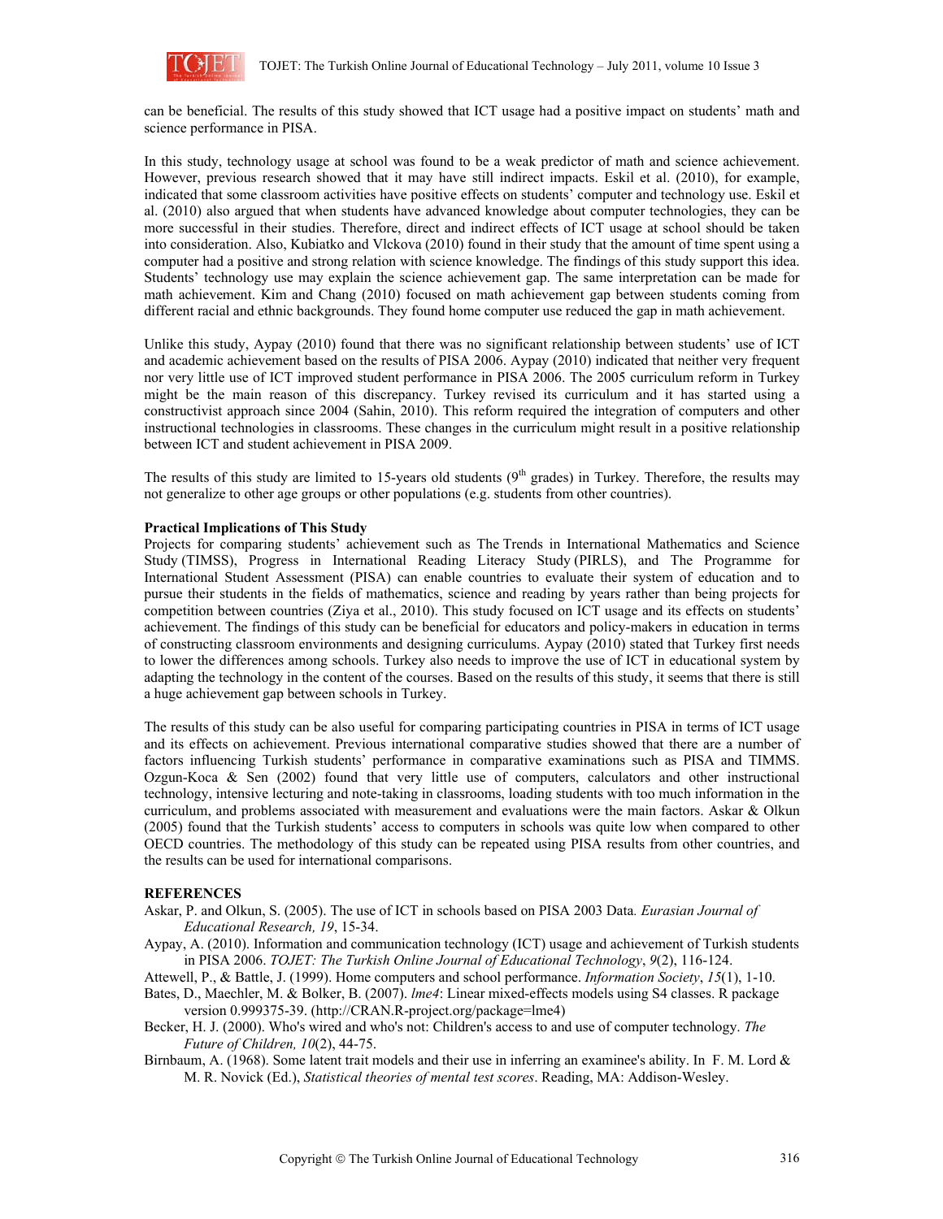can be beneficial. The results of this study showed that ICT usage had a positive impact on students' math and science performance in PISA.

In this study, technology usage at school was found to be a weak predictor of math and science achievement. However, previous research showed that it may have still indirect impacts. Eskil et al. (2010), for example, indicated that some classroom activities have positive effects on students' computer and technology use. Eskil et al. (2010) also argued that when students have advanced knowledge about computer technologies, they can be more successful in their studies. Therefore, direct and indirect effects of ICT usage at school should be taken into consideration. Also, Kubiatko and Vlckova (2010) found in their study that the amount of time spent using a computer had a positive and strong relation with science knowledge. The findings of this study support this idea. Students' technology use may explain the science achievement gap. The same interpretation can be made for math achievement. Kim and Chang (2010) focused on math achievement gap between students coming from different racial and ethnic backgrounds. They found home computer use reduced the gap in math achievement.

Unlike this study, Aypay (2010) found that there was no significant relationship between students' use of ICT and academic achievement based on the results of PISA 2006. Aypay (2010) indicated that neither very frequent nor very little use of ICT improved student performance in PISA 2006. The 2005 curriculum reform in Turkey might be the main reason of this discrepancy. Turkey revised its curriculum and it has started using a constructivist approach since 2004 (Sahin, 2010). This reform required the integration of computers and other instructional technologies in classrooms. These changes in the curriculum might result in a positive relationship between ICT and student achievement in PISA 2009.

The results of this study are limited to 15-years old students (9th grades) in Turkey. Therefore, the results may not generalize to other age groups or other populations (e.g. students from other countries).

**Practical Implications of This Study**

Projects for comparing students' achievement such as The Trends in International Mathematics and Science Study (TIMSS), Progress in International Reading Literacy Study (PIRLS), and The Programme for International Student Assessment (PISA) can enable countries to evaluate their system of education and to pursue their students in the fields of mathematics, science and reading by years rather than being projects for competition between countries (Ziya et al., 2010). This study focused on ICT usage and its effects on students' achievement. The findings of this study can be beneficial for educators and policy-makers in education in terms of constructing classroom environments and designing curriculums. Aypay (2010) stated that Turkey first needs to lower the differences among schools. Turkey also needs to improve the use of ICT in educational system by adapting the technology in the content of the courses. Based on the results of this study, it seems that there is still a huge achievement gap between schools in Turkey.

The results of this study can be also useful for comparing participating countries in PISA in terms of ICT usage and its effects on achievement. Previous international comparative studies showed that there are a number of factors influencing Turkish students' performance in comparative examinations such as PISA and TIMMS. Ozgun-Koca & Sen (2002) found that very little use of computers, calculators and other instructional technology, intensive lecturing and note-taking in classrooms, loading students with too much information in the curriculum, and problems associated with measurement and evaluations were the main factors. Askar & Olkun (2005) found that the Turkish students' access to computers in schools was quite low when compared to other OECD countries. The methodology of this study can be repeated using PISA results from other countries, and the results can be used for international comparisons.

**REFERENCES**

Askar, P. and Olkun, S. (2005). The use of ICT in schools based on PISA 2003 Data. *Eurasian Journal of Educational Research, 19*, 15-34.

Aypay, A. (2010). Information and communication technology (ICT) usage and achievement of Turkish students in PISA 2006. *TOJET: The Turkish Online Journal of Educational Technology*, *9*(2), 116-124.

Attewell, P., & Battle, J. (1999). Home computers and school performance. *Information Society*, *15*(1), 1-10.

Bates, D., Maechler, M. & Bolker, B. (2007). *lme4*: Linear mixed-effects models using S4 classes. R package version 0.999375-39. (http://CRAN.R-project.org/package=lme4)

Becker, H. J. (2000). Who's wired and who's not: Children's access to and use of computer technology. *The Future of Children, 10*(2), 44-75.

Birnbaum, A. (1968). Some latent trait models and their use in inferring an examinee's ability. In F. M. Lord & M. R. Novick (Ed.), *Statistical theories of mental test scores*. Reading, MA: Addison-Wesley.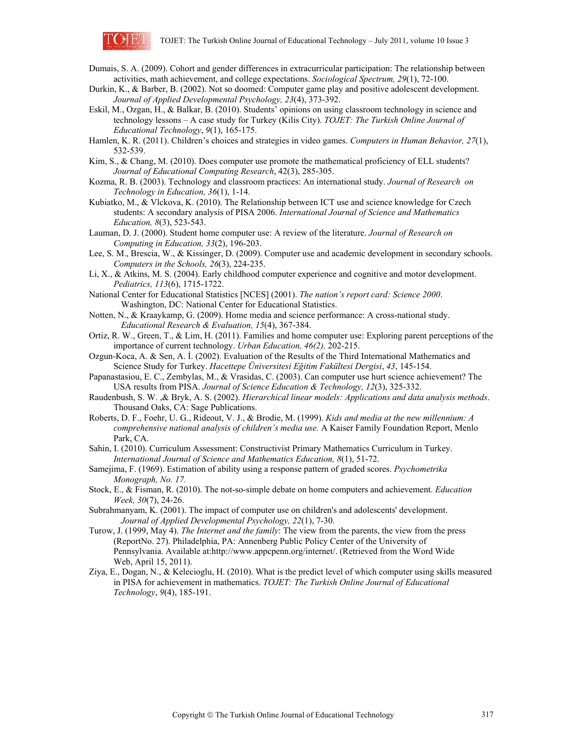Dumais, S. A. (2009). Cohort and gender differences in extracurricular participation: The relationship between activities, math achievement, and college expectations. *Sociological Spectrum, 29*(1), 72-100.

Durkin, K., & Barber, B. (2002). Not so doomed: Computer game play and positive adolescent development. *Journal of Applied Developmental Psychology, 23*(4), 373-392.

Eskil, M., Ozgan, H., & Balkar, B. (2010). Students' opinions on using classroom technology in science and technology lessons – A case study for Turkey (Kilis City). *TOJET: The Turkish Online Journal of Educational Technology*, *9*(1), 165-175.

Hamlen, K. R. (2011). Children's choices and strategies in video games. *Computers in Human Behavior, 27*(1), 532-539.

Kim, S., & Chang, M. (2010). Does computer use promote the mathematical proficiency of ELL students? *Journal of Educational Computing Research*, 42(3), 285-305.

Kozma, R. B. (2003). Technology and classroom practices: An international study. *Journal of Research on Technology in Education, 36*(1), 1-14.

Kubiatko, M., & Vlckova, K. (2010). The Relationship between ICT use and science knowledge for Czech students: A secondary analysis of PISA 2006. *International Journal of Science and Mathematics Education, 8*(3), 523-543.

Lauman, D. J. (2000). Student home computer use: A review of the literature. *Journal of Research on Computing in Education, 33*(2), 196-203.

Lee, S. M., Brescia, W., & Kissinger, D. (2009). Computer use and academic development in secondary schools. *Computers in the Schools, 26*(3), 224-235.

Li, X., & Atkins, M. S. (2004). Early childhood computer experience and cognitive and motor development. *Pediatrics, 113*(6), 1715-1722.

National Center for Educational Statistics [NCES] (2001). *The nation's report card: Science 2000*. Washington, DC: National Center for Educational Statistics.

Notten, N., & Kraaykamp, G. (2009). Home media and science performance: A cross-national study. *Educational Research & Evaluation, 15*(4), 367-384.

Ortiz, R. W., Green, T., & Lim, H. (2011). Families and home computer use: Exploring parent perceptions of the importance of current technology. *Urban Education, 46(2),* 202-215.

Ozgun-Koca, A. & Sen, A. İ. (2002). Evaluation of the Results of the Third International Mathematics and Science Study for Turkey. *Hacettepe Üniversitesi Eğitim Fakültesi Dergisi*, *43*, 145-154.

Papanastasiou, E. C., Zembylas, M., & Vrasidas, C. (2003). Can computer use hurt science achievement? The USA results from PISA. *Journal of Science Education & Technology, 12*(3), 325-332.

Raudenbush, S. W. ,& Bryk, A. S. (2002). *Hierarchical linear models: Applications and data analysis methods*. Thousand Oaks, CA: Sage Publications.

Roberts, D. F., Foehr, U. G., Rideout, V. J., & Brodie, M. (1999). *Kids and media at the new millennium: A comprehensive national analysis of children's media use.* A Kaiser Family Foundation Report, Menlo Park, CA.

Sahin, I. (2010). Curriculum Assessment: Constructivist Primary Mathematics Curriculum in Turkey. *International Journal of Science and Mathematics Education, 8*(1), 51-72.

Samejima, F. (1969). Estimation of ability using a response pattern of graded scores. *Psychometrika Monograph, No. 17.*

Stock, E., & Fisman, R. (2010). The not-so-simple debate on home computers and achievement. *Education Week, 30*(7), 24-26.

Subrahmanyam, K. (2001). The impact of computer use on children's and adolescents' development. *Journal of Applied Developmental Psychology, 22*(1), 7-30.

Turow, J. (1999, May 4). *The Internet and the family*: The view from the parents, the view from the press (ReportNo. 27). Philadelphia, PA: Annenberg Public Policy Center of the University of Pennsylvania. Available at:http://www.appcpenn.org/internet/. (Retrieved from the Word Wide Web, April 15, 2011).

Ziya, E., Dogan, N., & Kelecioglu, H. (2010). What is the predict level of which computer using skills measured in PISA for achievement in mathematics. *TOJET: The Turkish Online Journal of Educational Technology*, *9*(4), 185-191.